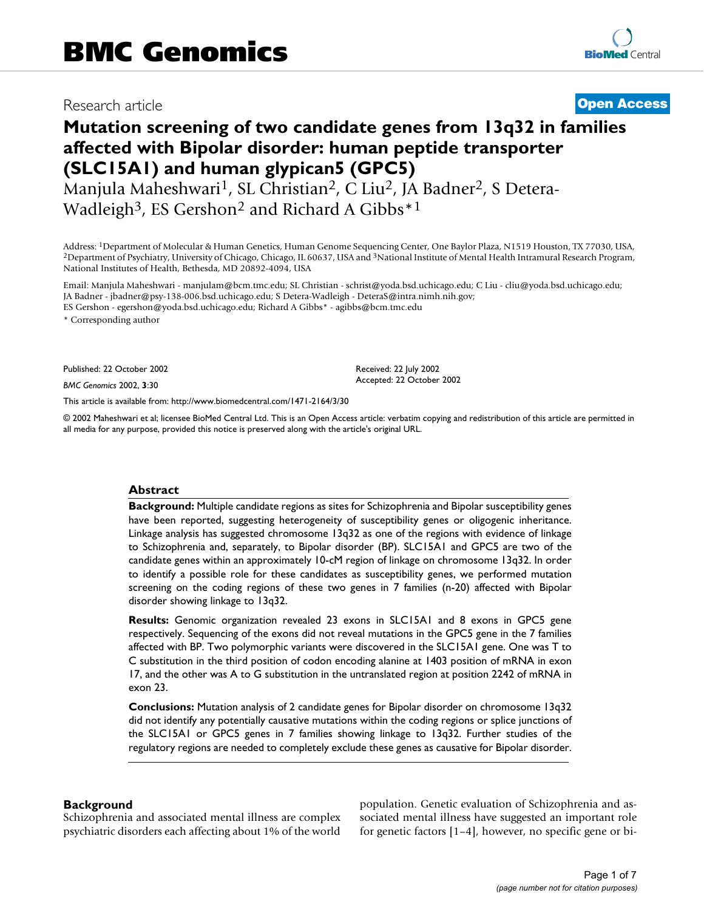# BMC Genomics

Research article **Open Access**

# Mutation screening of two candidate genes from 13q32 in families affected with Bipolar disorder: human peptide transporter (SLC15A1) and human glypican5 (GPC5)

Manjula Maheshwari[1], SL Christian[2], C Liu[2], JA Badner[2], S Detera-Wadleigh[3], ES Gershon[2] and Richard A Gibbs*[1]

Address: [1]Department of Molecular & Human Genetics, Human Genome Sequencing Center, One Baylor Plaza, N1519 Houston, TX 77030, USA, [2]Department of Psychiatry, University of Chicago, Chicago, IL 60637, USA and [3]National Institute of Mental Health Intramural Research Program, National Institutes of Health, Bethesda, MD 20892-4094, USA

Email: Manjula Maheshwari - manjulam@bcm.tmc.edu; SL Christian - schrist@yoda.bsd.uchicago.edu; C Liu - cliu@yoda.bsd.uchicago.edu; JA Badner - jbadner@psy-138-006.bsd.uchicago.edu; S Detera-Wadleigh - DeteraS@intra.nimh.nih.gov; ES Gershon - egershon@yoda.bsd.uchicago.edu; Richard A Gibbs* - agibbs@bcm.tmc.edu

\* Corresponding author

Published: 22 October 2002

*BMC Genomics* 2002, **3**:30

Received: 22 July 2002
Accepted: 22 October 2002

This article is available from: http://www.biomedcentral.com/1471-2164/3/30

© 2002 Maheshwari et al; licensee BioMed Central Ltd. This is an Open Access article: verbatim copying and redistribution of this article are permitted in all media for any purpose, provided this notice is preserved along with the article's original URL.

## Abstract

**Background:** Multiple candidate regions as sites for Schizophrenia and Bipolar susceptibility genes have been reported, suggesting heterogeneity of susceptibility genes or oligogenic inheritance. Linkage analysis has suggested chromosome 13q32 as one of the regions with evidence of linkage to Schizophrenia and, separately, to Bipolar disorder (BP). SLC15A1 and GPC5 are two of the candidate genes within an approximately 10-cM region of linkage on chromosome 13q32. In order to identify a possible role for these candidates as susceptibility genes, we performed mutation screening on the coding regions of these two genes in 7 families (n-20) affected with Bipolar disorder showing linkage to 13q32.

**Results:** Genomic organization revealed 23 exons in SLC15A1 and 8 exons in GPC5 gene respectively. Sequencing of the exons did not reveal mutations in the GPC5 gene in the 7 families affected with BP. Two polymorphic variants were discovered in the SLC15A1 gene. One was T to C substitution in the third position of codon encoding alanine at 1403 position of mRNA in exon 17, and the other was A to G substitution in the untranslated region at position 2242 of mRNA in exon 23.

**Conclusions:** Mutation analysis of 2 candidate genes for Bipolar disorder on chromosome 13q32 did not identify any potentially causative mutations within the coding regions or splice junctions of the SLC15A1 or GPC5 genes in 7 families showing linkage to 13q32. Further studies of the regulatory regions are needed to completely exclude these genes as causative for Bipolar disorder.

## Background

Schizophrenia and associated mental illness are complex psychiatric disorders each affecting about 1% of the world population. Genetic evaluation of Schizophrenia and associated mental illness have suggested an important role for genetic factors [1–4], however, no specific gene or bi-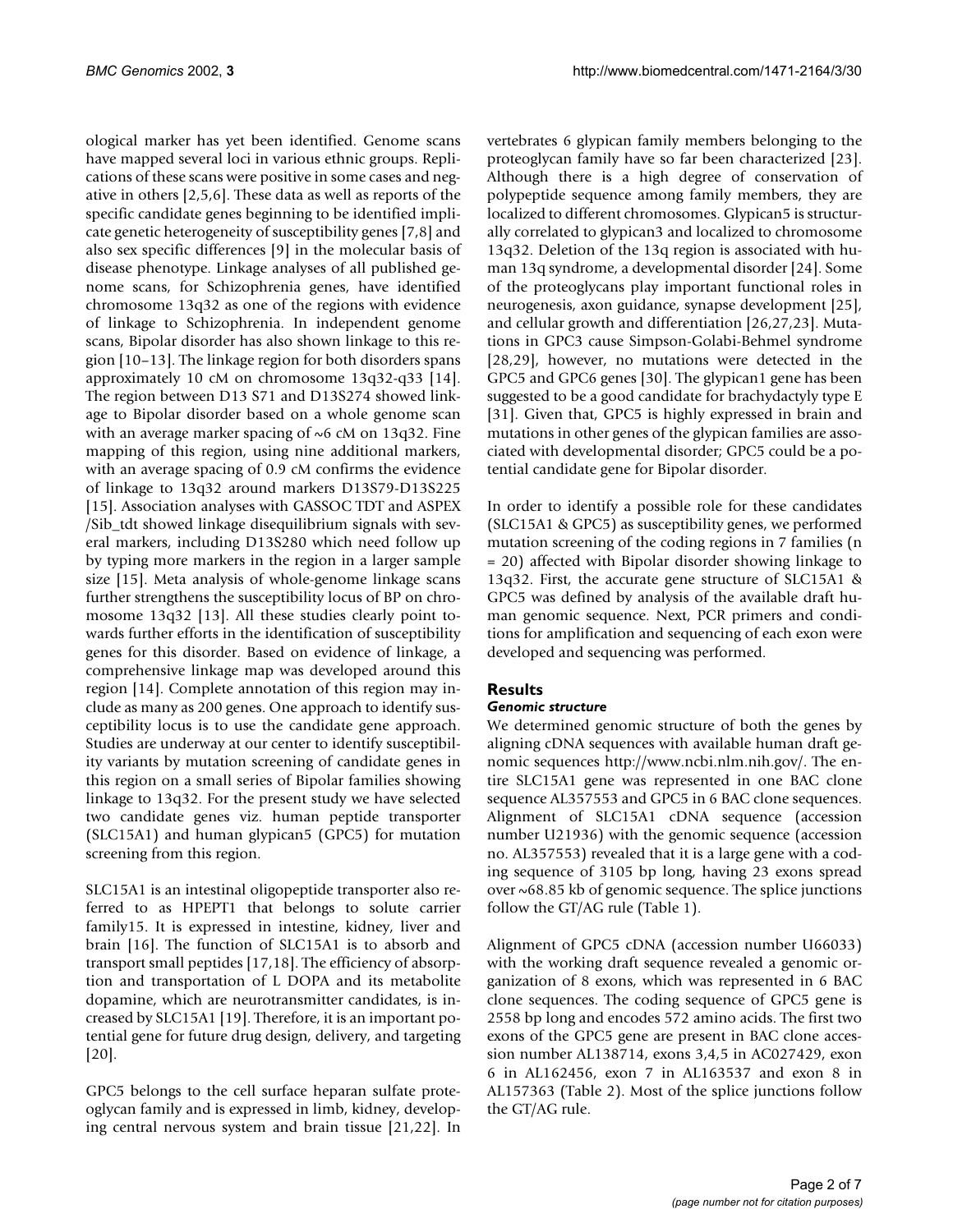ological marker has yet been identified. Genome scans have mapped several loci in various ethnic groups. Replications of these scans were positive in some cases and negative in others [2,5,6]. These data as well as reports of the specific candidate genes beginning to be identified implicate genetic heterogeneity of susceptibility genes [7,8] and also sex specific differences [9] in the molecular basis of disease phenotype. Linkage analyses of all published genome scans, for Schizophrenia genes, have identified chromosome 13q32 as one of the regions with evidence of linkage to Schizophrenia. In independent genome scans, Bipolar disorder has also shown linkage to this region [10–13]. The linkage region for both disorders spans approximately 10 cM on chromosome 13q32-q33 [14]. The region between D13 S71 and D13S274 showed linkage to Bipolar disorder based on a whole genome scan with an average marker spacing of ~6 cM on 13q32. Fine mapping of this region, using nine additional markers, with an average spacing of 0.9 cM confirms the evidence of linkage to 13q32 around markers D13S79-D13S225 [15]. Association analyses with GASSOC TDT and ASPEX /Sib_tdt showed linkage disequilibrium signals with several markers, including D13S280 which need follow up by typing more markers in the region in a larger sample size [15]. Meta analysis of whole-genome linkage scans further strengthens the susceptibility locus of BP on chromosome 13q32 [13]. All these studies clearly point towards further efforts in the identification of susceptibility genes for this disorder. Based on evidence of linkage, a comprehensive linkage map was developed around this region [14]. Complete annotation of this region may include as many as 200 genes. One approach to identify susceptibility locus is to use the candidate gene approach. Studies are underway at our center to identify susceptibility variants by mutation screening of candidate genes in this region on a small series of Bipolar families showing linkage to 13q32. For the present study we have selected two candidate genes viz. human peptide transporter (SLC15A1) and human glypican5 (GPC5) for mutation screening from this region.

SLC15A1 is an intestinal oligopeptide transporter also referred to as HPEPT1 that belongs to solute carrier family15. It is expressed in intestine, kidney, liver and brain [16]. The function of SLC15A1 is to absorb and transport small peptides [17,18]. The efficiency of absorption and transportation of L DOPA and its metabolite dopamine, which are neurotransmitter candidates, is increased by SLC15A1 [19]. Therefore, it is an important potential gene for future drug design, delivery, and targeting [20].

GPC5 belongs to the cell surface heparan sulfate proteoglycan family and is expressed in limb, kidney, developing central nervous system and brain tissue [21,22]. In vertebrates 6 glypican family members belonging to the proteoglycan family have so far been characterized [23]. Although there is a high degree of conservation of polypeptide sequence among family members, they are localized to different chromosomes. Glypican5 is structurally correlated to glypican3 and localized to chromosome 13q32. Deletion of the 13q region is associated with human 13q syndrome, a developmental disorder [24]. Some of the proteoglycans play important functional roles in neurogenesis, axon guidance, synapse development [25], and cellular growth and differentiation [26,27,23]. Mutations in GPC3 cause Simpson-Golabi-Behmel syndrome [28,29], however, no mutations were detected in the GPC5 and GPC6 genes [30]. The glypican1 gene has been suggested to be a good candidate for brachydactyly type E [31]. Given that, GPC5 is highly expressed in brain and mutations in other genes of the glypican families are associated with developmental disorder; GPC5 could be a potential candidate gene for Bipolar disorder.

In order to identify a possible role for these candidates (SLC15A1 & GPC5) as susceptibility genes, we performed mutation screening of the coding regions in 7 families (n = 20) affected with Bipolar disorder showing linkage to 13q32. First, the accurate gene structure of SLC15A1 & GPC5 was defined by analysis of the available draft human genomic sequence. Next, PCR primers and conditions for amplification and sequencing of each exon were developed and sequencing was performed.

## Results

### *Genomic structure*

We determined genomic structure of both the genes by aligning cDNA sequences with available human draft genomic sequences http://www.ncbi.nlm.nih.gov/. The entire SLC15A1 gene was represented in one BAC clone sequence AL357553 and GPC5 in 6 BAC clone sequences. Alignment of SLC15A1 cDNA sequence (accession number U21936) with the genomic sequence (accession no. AL357553) revealed that it is a large gene with a coding sequence of 3105 bp long, having 23 exons spread over ~68.85 kb of genomic sequence. The splice junctions follow the GT/AG rule (Table 1).

Alignment of GPC5 cDNA (accession number U66033) with the working draft sequence revealed a genomic organization of 8 exons, which was represented in 6 BAC clone sequences. The coding sequence of GPC5 gene is 2558 bp long and encodes 572 amino acids. The first two exons of the GPC5 gene are present in BAC clone accession number AL138714, exons 3,4,5 in AC027429, exon 6 in AL162456, exon 7 in AL163537 and exon 8 in AL157363 (Table 2). Most of the splice junctions follow the GT/AG rule.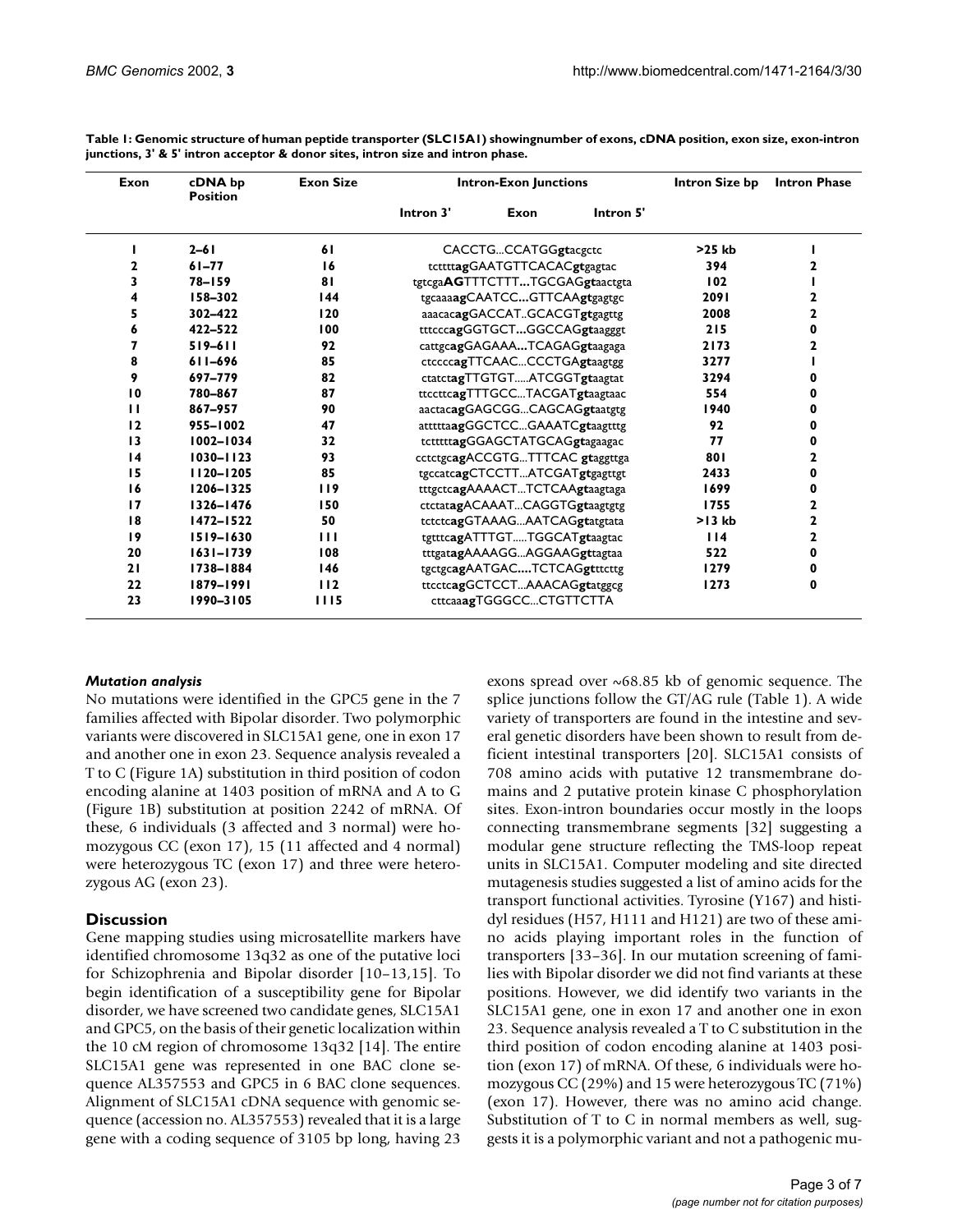**Table 1: Genomic structure of human peptide transporter (SLC15A1) showingnumber of exons, cDNA position, exon size, exon-intron junctions, 3' & 5' intron acceptor & donor sites, intron size and intron phase.**

| Exon | cDNA bp Position | Exon Size | Intron-Exon Junctions | | | Intron Size bp | Intron Phase |
|---|---|---|---|---|---|---|---|
| | | | Intron 3' | Exon | Intron 5' | | |
| 1 | 2–61 | 61 | CACCTG...CCATGG**gt**acgctc | | | >25 kb | 1 |
| 2 | 61–77 | 16 | tcttttt**ag**GAATGTTCACAC**gt**gagtac | | | 394 | 2 |
| 3 | 78–159 | 81 | tgtcga**AG**TTTCTTT**...**TGCGAG**gt**aactgta | | | 102 | 1 |
| 4 | 158–302 | 144 | tgcaaa**ag**CAATCC**...**GTTCAA**gt**gagtgc | | | 2091 | 2 |
| 5 | 302–422 | 120 | aaacac**ag**GACCAT..GCACGT**gt**gagttg | | | 2008 | 2 |
| 6 | 422–522 | 100 | tttccc**ag**GGTGCT**...**GGCCAG**gt**aagggt | | | 215 | 0 |
| 7 | 519–611 | 92 | cattgc**ag**GAGAAA**...**TCAGAG**gt**aagaga | | | 2173 | 2 |
| 8 | 611–696 | 85 | ctcccc**ag**TTCAAC...CCCTGA**gt**aagtgg | | | 3277 | 1 |
| 9 | 697–779 | 82 | ctatct**ag**TTGTGT.....ATCGGT**gt**aagtat | | | 3294 | 0 |
| 10 | 780–867 | 87 | ttccttc**ag**TTTGCC...TACGAT**gt**aagtaac | | | 554 | 0 |
| 11 | 867–957 | 90 | aactac**ag**GAGCGG...CAGCAG**gt**aatgtg | | | 1940 | 0 |
| 12 | 955–1002 | 47 | atttttaa**ag**GGCTCC...GAAATC**gt**aagtttg | | | 92 | 0 |
| 13 | 1002–1034 | 32 | tctttt**ag**GGAGCTATGCAG**gt**agaagac | | | 77 | 0 |
| 14 | 1030–1123 | 93 | cctctgc**ag**ACCGTG...TTTCAC **gt**aggttga | | | 801 | 2 |
| 15 | 1120–1205 | 85 | tgccatc**ag**CTCCTT...ATCGAT**gt**gagttgt | | | 2433 | 0 |
| 16 | 1206–1325 | 119 | tttgctc**ag**AAAACT...TCTCAA**gt**aagtaga | | | 1699 | 0 |
| 17 | 1326–1476 | 150 | ctctat**ag**ACAAAT...CAGGTG**gt**aagtgtg | | | 1755 | 2 |
| 18 | 1472–1522 | 50 | tctctc**ag**GTAAAG...AATCAG**gt**atgtata | | | >13 kb | 2 |
| 19 | 1519–1630 | 111 | tgtttc**ag**ATTTGT.....TGGCAT**gt**aagtac | | | 114 | 2 |
| 20 | 1631–1739 | 108 | tttgat**ag**AAAAGG...AGGAAG**gt**tagtaa | | | 522 | 0 |
| 21 | 1738–1884 | 146 | tgctgc**ag**AATGAC....TCTCAG**gt**ttcttg | | | 1279 | 0 |
| 22 | 1879–1991 | 112 | ttcctc**ag**GCTCCT...AAACAG**gt**atggcg | | | 1273 | 0 |
| 23 | 1990–3105 | 1115 | cttcaaa**ag**TGGGCC...CTGTTCTTA | | | | |

### *Mutation analysis*

No mutations were identified in the GPC5 gene in the 7 families affected with Bipolar disorder. Two polymorphic variants were discovered in SLC15A1 gene, one in exon 17 and another one in exon 23. Sequence analysis revealed a T to C (Figure 1A) substitution in third position of codon encoding alanine at 1403 position of mRNA and A to G (Figure 1B) substitution at position 2242 of mRNA. Of these, 6 individuals (3 affected and 3 normal) were homozygous CC (exon 17), 15 (11 affected and 4 normal) were heterozygous TC (exon 17) and three were heterozygous AG (exon 23).

## Discussion

Gene mapping studies using microsatellite markers have identified chromosome 13q32 as one of the putative loci for Schizophrenia and Bipolar disorder [10–13,15]. To begin identification of a susceptibility gene for Bipolar disorder, we have screened two candidate genes, SLC15A1 and GPC5, on the basis of their genetic localization within the 10 cM region of chromosome 13q32 [14]. The entire SLC15A1 gene was represented in one BAC clone sequence AL357553 and GPC5 in 6 BAC clone sequences. Alignment of SLC15A1 cDNA sequence with genomic sequence (accession no. AL357553) revealed that it is a large gene with a coding sequence of 3105 bp long, having 23 exons spread over ~68.85 kb of genomic sequence. The splice junctions follow the GT/AG rule (Table 1). A wide variety of transporters are found in the intestine and several genetic disorders have been shown to result from deficient intestinal transporters [20]. SLC15A1 consists of 708 amino acids with putative 12 transmembrane domains and 2 putative protein kinase C phosphorylation sites. Exon-intron boundaries occur mostly in the loops connecting transmembrane segments [32] suggesting a modular gene structure reflecting the TMS-loop repeat units in SLC15A1. Computer modeling and site directed mutagenesis studies suggested a list of amino acids for the transport functional activities. Tyrosine (Y167) and histidyl residues (H57, H111 and H121) are two of these amino acids playing important roles in the function of transporters [33–36]. In our mutation screening of families with Bipolar disorder we did not find variants at these positions. However, we did identify two variants in the SLC15A1 gene, one in exon 17 and another one in exon 23. Sequence analysis revealed a T to C substitution in the third position of codon encoding alanine at 1403 position (exon 17) of mRNA. Of these, 6 individuals were homozygous CC (29%) and 15 were heterozygous TC (71%) (exon 17). However, there was no amino acid change. Substitution of T to C in normal members as well, suggests it is a polymorphic variant and not a pathogenic mu-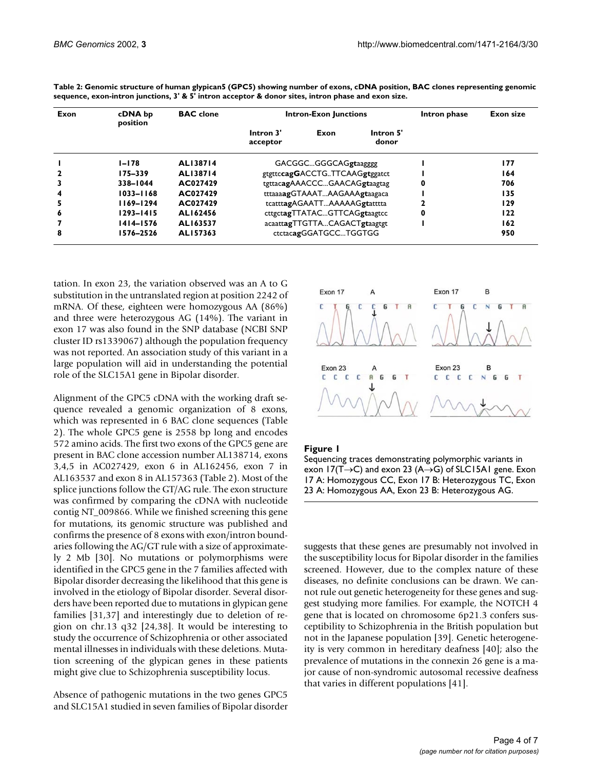**Table 2: Genomic structure of human glypican5 (GPC5) showing number of exons, cDNA position, BAC clones representing genomic sequence, exon-intron junctions, 3' & 5' intron acceptor & donor sites, intron phase and exon size.**

| Exon | cDNA bp position | BAC clone | Intron-Exon Junctions | | | Intron phase | Exon size |
|---|---|---|---|---|---|---|---|
| | | | Intron 3' acceptor | Exon | Intron 5' donor | | |
| 1 | 1–178 | AL138714 | GACGGC...GGGCAG**gt**aagggg | | | 1 | 177 |
| 2 | 175–339 | AL138714 | gtgttc**cagG**ACCTG..TTCAAG**gt**ggatct | | | 1 | 164 |
| 3 | 338–1044 | AC027429 | tgttac**ag**AAACCC...GAACAG**gt**aagtag | | | 0 | 706 |
| 4 | 1033–1168 | AC027429 | tttaaa**ag**GTAAAT...AAGAAA**gt**aagaca | | | 1 | 135 |
| 5 | 1169–1294 | AC027429 | tcattt**ag**AGAATT...AAAAAG**gt**atttta | | | 2 | 129 |
| 6 | 1293–1415 | AL162456 | cttgct**ag**TTATAC...GTTCAG**gt**aagtcc | | | 0 | 122 |
| 7 | 1414–1576 | AL163537 | acaatt**ag**TTGTTA...CAGACT**gt**aagtgt | | | 1 | 162 |
| 8 | 1576–2526 | AL157363 | ctctac**ag**GGATGCC...TGGTGG | | | | 950 |

tation. In exon 23, the variation observed was an A to G substitution in the untranslated region at position 2242 of mRNA. Of these, eighteen were homozygous AA (86%) and three were heterozygous AG (14%). The variant in exon 17 was also found in the SNP database (NCBI SNP cluster ID rs1339067) although the population frequency was not reported. An association study of this variant in a large population will aid in understanding the potential role of the SLC15A1 gene in Bipolar disorder.

Alignment of the GPC5 cDNA with the working draft sequence revealed a genomic organization of 8 exons, which was represented in 6 BAC clone sequences (Table 2). The whole GPC5 gene is 2558 bp long and encodes 572 amino acids. The first two exons of the GPC5 gene are present in BAC clone accession number AL138714, exons 3,4,5 in AC027429, exon 6 in AL162456, exon 7 in AL163537 and exon 8 in AL157363 (Table 2). Most of the splice junctions follow the GT/AG rule. The exon structure was confirmed by comparing the cDNA with nucleotide contig NT_009866. While we finished screening this gene for mutations, its genomic structure was published and confirms the presence of 8 exons with exon/intron boundaries following the AG/GT rule with a size of approximately 2 Mb [30]. No mutations or polymorphisms were identified in the GPC5 gene in the 7 families affected with Bipolar disorder decreasing the likelihood that this gene is involved in the etiology of Bipolar disorder. Several disorders have been reported due to mutations in glypican gene families [31,37] and interestingly due to deletion of region on chr.13 q32 [24,38]. It would be interesting to study the occurrence of Schizophrenia or other associated mental illnesses in individuals with these deletions. Mutation screening of the glypican genes in these patients might give clue to Schizophrenia susceptibility locus.

Absence of pathogenic mutations in the two genes GPC5 and SLC15A1 studied in seven families of Bipolar disorder suggests that these genes are presumably not involved in the susceptibility locus for Bipolar disorder in the families screened. However, due to the complex nature of these diseases, no definite conclusions can be drawn. We cannot rule out genetic heterogeneity for these genes and suggest studying more families. For example, the NOTCH 4 gene that is located on chromosome 6p21.3 confers susceptibility to Schizophrenia in the British population but not in the Japanese population [39]. Genetic heterogeneity is very common in hereditary deafness [40]; also the prevalence of mutations in the connexin 26 gene is a major cause of non-syndromic autosomal recessive deafness that varies in different populations [41].

**Figure 1**
Sequencing traces demonstrating polymorphic variants in exon 17(T→C) and exon 23 (A→G) of SLC15A1 gene. Exon 17 A: Homozygous CC, Exon 17 B: Heterozygous TC, Exon 23 A: Homozygous AA, Exon 23 B: Heterozygous AG.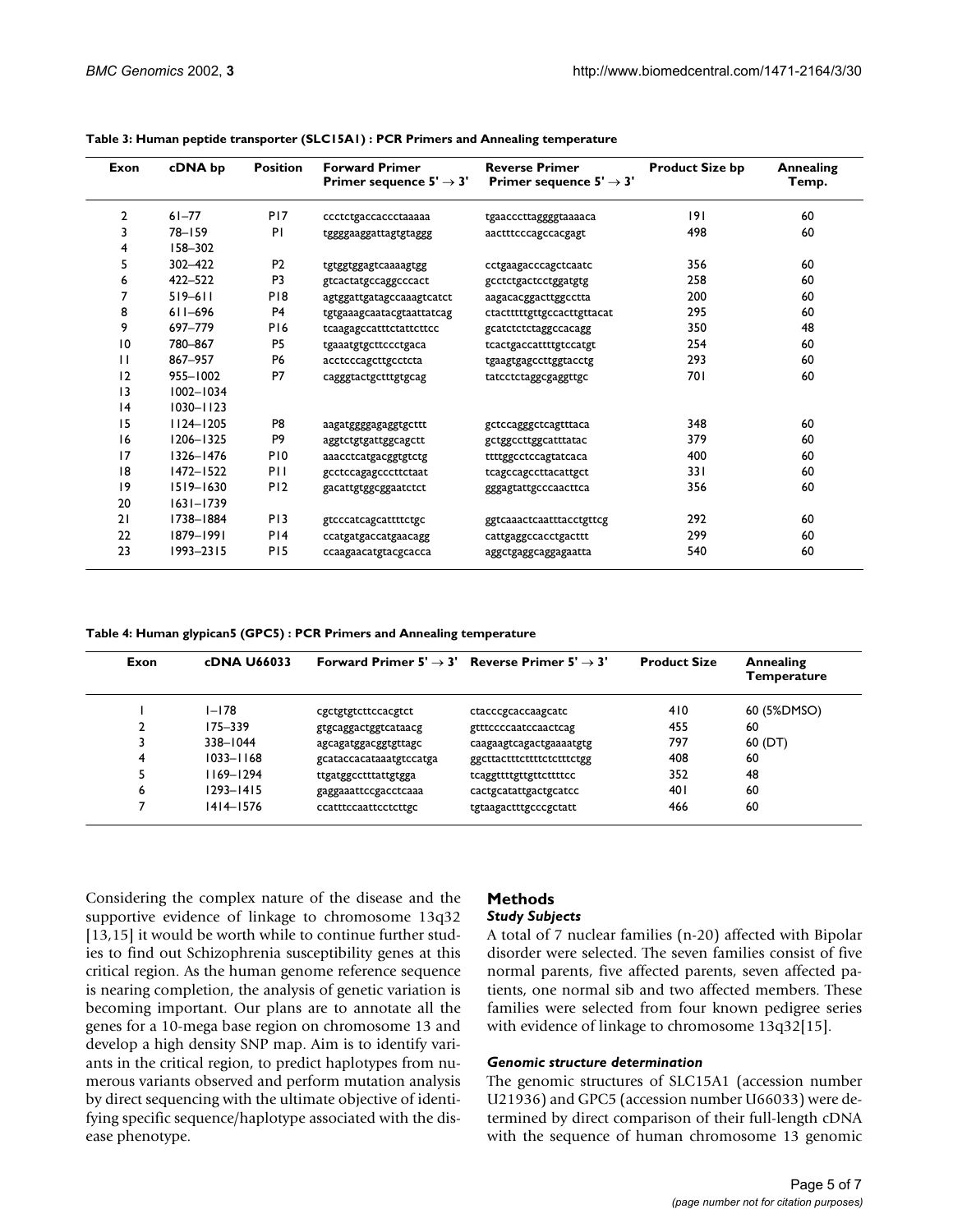**Table 3: Human peptide transporter (SLC15A1) : PCR Primers and Annealing temperature**

| Exon | cDNA bp | Position | Forward Primer Primer sequence 5' → 3' | Reverse Primer Primer sequence 5' → 3' | Product Size bp | Annealing Temp. |
|---|---|---|---|---|---|---|
| 2 | 61–77 | P17 | ccctctgaccaccctaaaaa | tgaacccttaggggtaaaaca | 191 | 60 |
| 3 | 78–159 | P1 | tggggaaggattagtgtaggg | aactttcccagccacgagt | 498 | 60 |
| 4 | 158–302 | | | | | |
| 5 | 302–422 | P2 | tgtggtggagtcaaaagtgg | cctgaagacccagctcaatc | 356 | 60 |
| 6 | 422–522 | P3 | gtcactatgccaggcccact | gcctctgactcctggatgtg | 258 | 60 |
| 7 | 519–611 | P18 | agtggattgatagccaaagtcatct | aagacacggacttggcctta | 200 | 60 |
| 8 | 611–696 | P4 | tgtgaaagcaatacgtaattatcag | ctactttttgttgccacttgttacat | 295 | 60 |
| 9 | 697–779 | P16 | tcaagagccatttctattcttcc | gcatctctctaggccacagg | 350 | 48 |
| 10 | 780–867 | P5 | tgaaatgtgcttccctgaca | tcactgaccattttgtccatgt | 254 | 60 |
| 11 | 867–957 | P6 | acctcccagcttgcctcta | tgaagtgagccttggtacctg | 293 | 60 |
| 12 | 955–1002 | P7 | cagggtactgctttgtgcag | tatcctctaggcgaggttgc | 701 | 60 |
| 13 | 1002–1034 | | | | | |
| 14 | 1030–1123 | | | | | |
| 15 | 1124–1205 | P8 | aagatggggagaggtgcttt | gctccagggctcagtttaca | 348 | 60 |
| 16 | 1206–1325 | P9 | aggtctgtgattggcagctt | gctggccttggcatttatac | 379 | 60 |
| 17 | 1326–1476 | P10 | aaacctcatgacggtgtctg | ttttggcctccagtatcaca | 400 | 60 |
| 18 | 1472–1522 | P11 | gcctccagagcccttctaat | tcagccagccttacattgct | 331 | 60 |
| 19 | 1519–1630 | P12 | gacattgtggcggaatctct | gggagtattgcccaacttca | 356 | 60 |
| 20 | 1631–1739 | | | | | |
| 21 | 1738–1884 | P13 | gtcccatcagcattttctgc | ggtcaaactcaatttacctgttcg | 292 | 60 |
| 22 | 1879–1991 | P14 | ccatgatgaccatgaacagg | cattgaggccacctgacttt | 299 | 60 |
| 23 | 1993–2315 | P15 | ccaagaacatgtacgcacca | aggctgaggcaggagaatta | 540 | 60 |

**Table 4: Human glypican5 (GPC5) : PCR Primers and Annealing temperature**

| Exon | cDNA U66033 | Forward Primer 5' → 3' | Reverse Primer 5' → 3' | Product Size | Annealing Temperature |
|---|---|---|---|---|---|
| 1 | 1–178 | cgctgtgtcttccacgtct | ctacccgcaccaagcatc | 410 | 60 (5%DMSO) |
| 2 | 175–339 | gtgcaggactggtcataacg | gtttccccaatccaactcag | 455 | 60 |
| 3 | 338–1044 | agcagatggacggtgttagc | caagaagtcagactgaaaatgtg | 797 | 60 (DT) |
| 4 | 1033–1168 | gcataccacataaatgtccatga | ggcttactttcttttctctttctgg | 408 | 60 |
| 5 | 1169–1294 | ttgatggcctttattgtgga | tcaggttttgttgttctttttcc | 352 | 48 |
| 6 | 1293–1415 | gaggaaattccgacctcaaa | cactgcatattgactgcatcc | 401 | 60 |
| 7 | 1414–1576 | ccatttccaattcctcttgc | tgtaagactttgcccgctatt | 466 | 60 |

Considering the complex nature of the disease and the supportive evidence of linkage to chromosome 13q32 [13,15] it would be worth while to continue further studies to find out Schizophrenia susceptibility genes at this critical region. As the human genome reference sequence is nearing completion, the analysis of genetic variation is becoming important. Our plans are to annotate all the genes for a 10-mega base region on chromosome 13 and develop a high density SNP map. Aim is to identify variants in the critical region, to predict haplotypes from numerous variants observed and perform mutation analysis by direct sequencing with the ultimate objective of identifying specific sequence/haplotype associated with the disease phenotype.

## Methods

### *Study Subjects*

A total of 7 nuclear families (n-20) affected with Bipolar disorder were selected. The seven families consist of five normal parents, five affected parents, seven affected patients, one normal sib and two affected members. These families were selected from four known pedigree series with evidence of linkage to chromosome 13q32[15].

### *Genomic structure determination*

The genomic structures of SLC15A1 (accession number U21936) and GPC5 (accession number U66033) were determined by direct comparison of their full-length cDNA with the sequence of human chromosome 13 genomic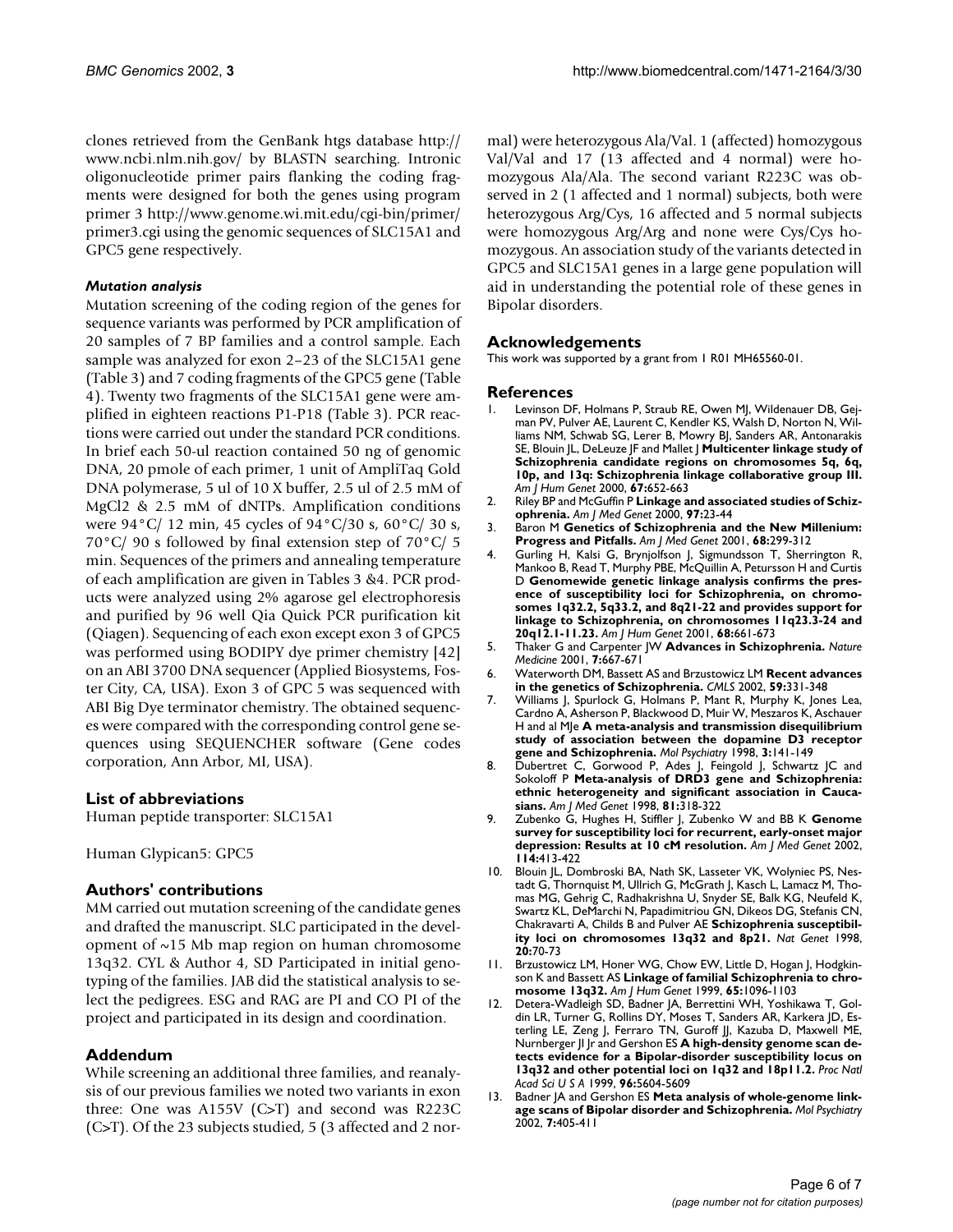clones retrieved from the GenBank htgs database http://www.ncbi.nlm.nih.gov/ by BLASTN searching. Intronic oligonucleotide primer pairs flanking the coding fragments were designed for both the genes using program primer 3 http://www.genome.wi.mit.edu/cgi-bin/primer/primer3.cgi using the genomic sequences of SLC15A1 and GPC5 gene respectively.

### *Mutation analysis*

Mutation screening of the coding region of the genes for sequence variants was performed by PCR amplification of 20 samples of 7 BP families and a control sample. Each sample was analyzed for exon 2–23 of the SLC15A1 gene (Table 3) and 7 coding fragments of the GPC5 gene (Table 4). Twenty two fragments of the SLC15A1 gene were amplified in eighteen reactions P1-P18 (Table 3). PCR reactions were carried out under the standard PCR conditions. In brief each 50-ul reaction contained 50 ng of genomic DNA, 20 pmole of each primer, 1 unit of AmpliTaq Gold DNA polymerase, 5 ul of 10 X buffer, 2.5 ul of 2.5 mM of MgCl2 & 2.5 mM of dNTPs. Amplification conditions were 94°C/ 12 min, 45 cycles of 94°C/30 s, 60°C/ 30 s, 70°C/ 90 s followed by final extension step of 70°C/ 5 min. Sequences of the primers and annealing temperature of each amplification are given in Tables 3 &4. PCR products were analyzed using 2% agarose gel electrophoresis and purified by 96 well Qia Quick PCR purification kit (Qiagen). Sequencing of each exon except exon 3 of GPC5 was performed using BODIPY dye primer chemistry [42] on an ABI 3700 DNA sequencer (Applied Biosystems, Foster City, CA, USA). Exon 3 of GPC 5 was sequenced with ABI Big Dye terminator chemistry. The obtained sequences were compared with the corresponding control gene sequences using SEQUENCHER software (Gene codes corporation, Ann Arbor, MI, USA).

## List of abbreviations

Human peptide transporter: SLC15A1

Human Glypican5: GPC5

## Authors' contributions

MM carried out mutation screening of the candidate genes and drafted the manuscript. SLC participated in the development of ~15 Mb map region on human chromosome 13q32. CYL & Author 4, SD Participated in initial genotyping of the families. JAB did the statistical analysis to select the pedigrees. ESG and RAG are PI and CO PI of the project and participated in its design and coordination.

## Addendum

While screening an additional three families, and reanalysis of our previous families we noted two variants in exon three: One was A155V (C>T) and second was R223C (C>T). Of the 23 subjects studied, 5 (3 affected and 2 normal) were heterozygous Ala/Val. 1 (affected) homozygous Val/Val and 17 (13 affected and 4 normal) were homozygous Ala/Ala. The second variant R223C was observed in 2 (1 affected and 1 normal) subjects, both were heterozygous Arg/Cys, 16 affected and 5 normal subjects were homozygous Arg/Arg and none were Cys/Cys homozygous. An association study of the variants detected in GPC5 and SLC15A1 genes in a large gene population will aid in understanding the potential role of these genes in Bipolar disorders.

## Acknowledgements

This work was supported by a grant from 1 R01 MH65560-01.

## References

1. Levinson DF, Holmans P, Straub RE, Owen MJ, Wildenauer DB, Gejman PV, Pulver AE, Laurent C, Kendler KS, Walsh D, Norton N, Williams NM, Schwab SG, Lerer B, Mowry BJ, Sanders AR, Antonarakis SE, Blouin JL, DeLeuze JF and Mallet J **Multicenter linkage study of Schizophrenia candidate regions on chromosomes 5q, 6q, 10p, and 13q: Schizophrenia linkage collaborative group III.** *Am J Hum Genet* 2000, **67**:652-663
2. Riley BP and McGuffin P **Linkage and associated studies of Schizophrenia.** *Am J Med Genet* 2000, **97**:23-44
3. Baron M **Genetics of Schizophrenia and the New Millenium: Progress and Pitfalls.** *Am J Med Genet* 2001, **68**:299-312
4. Gurling H, Kalsi G, Brynjolfson J, Sigmundsson T, Sherrington R, Mankoo B, Read T, Murphy PBE, McQuillin A, Petursson H and Curtis D **Genomewide genetic linkage analysis confirms the presence of susceptibility loci for Schizophrenia, on chromosomes 1q32.2, 5q33.2, and 8q21-22 and provides support for linkage to Schizophrenia, on chromosomes 11q23.3-24 and 20q12.1-11.23.** *Am J Hum Genet* 2001, **68**:661-673
5. Thaker G and Carpenter JW **Advances in Schizophrenia.** *Nature Medicine* 2001, **7**:667-671
6. Waterworth DM, Bassett AS and Brzustowicz LM **Recent advances in the genetics of Schizophrenia.** *CMLS* 2002, **59**:331-348
7. Williams J, Spurlock G, Holmans P, Mant R, Murphy K, Jones Lea, Cardno A, Asherson P, Blackwood D, Muir W, Meszaros K, Aschauer H and al MJe **A meta-analysis and transmission disequilibrium study of association between the dopamine D3 receptor gene and Schizophrenia.** *Mol Psychiatry* 1998, **3**:141-149
8. Dubertret C, Gorwood P, Ades J, Feingold J, Schwartz JC and Sokoloff P **Meta-analysis of DRD3 gene and Schizophrenia: ethnic heterogeneity and significant association in Caucasians.** *Am J Med Genet* 1998, **81**:318-322
9. Zubenko G, Hughes H, Stiffler J, Zubenko W and BB K **Genome survey for susceptibility loci for recurrent, early-onset major depression: Results at 10 cM resolution.** *Am J Med Genet* 2002, **114**:413-422
10. Blouin JL, Dombroski BA, Nath SK, Lasseter VK, Wolyniec PS, Nestadt G, Thornquist M, Ullrich G, McGrath J, Kasch L, Lamacz M, Thomas MG, Gehrig C, Radhakrishna U, Snyder SE, Balk KG, Neufeld K, Swartz KL, DeMarchi N, Papadimitriou GN, Dikeos DG, Stefanis CN, Chakravarti A, Childs B and Pulver AE **Schizophrenia susceptibility loci on chromosomes 13q32 and 8p21.** *Nat Genet* 1998, **20**:70-73
11. Brzustowicz LM, Honer WG, Chow EW, Little D, Hogan J, Hodgkinson K and Bassett AS **Linkage of familial Schizophrenia to chromosome 13q32.** *Am J Hum Genet* 1999, **65**:1096-1103
12. Detera-Wadleigh SD, Badner JA, Berrettini WH, Yoshikawa T, Goldin LR, Turner G, Rollins DY, Moses T, Sanders AR, Karkera JD, Esterling LE, Zeng J, Ferraro TN, Guroff JJ, Kazuba D, Maxwell ME, Nurnberger JI Jr and Gershon ES **A high-density genome scan detects evidence for a Bipolar-disorder susceptibility locus on 13q32 and other potential loci on 1q32 and 18p11.2.** *Proc Natl Acad Sci U S A* 1999, **96**:5604-5609
13. Badner JA and Gershon ES **Meta analysis of whole-genome linkage scans of Bipolar disorder and Schizophrenia.** *Mol Psychiatry* 2002, **7**:405-411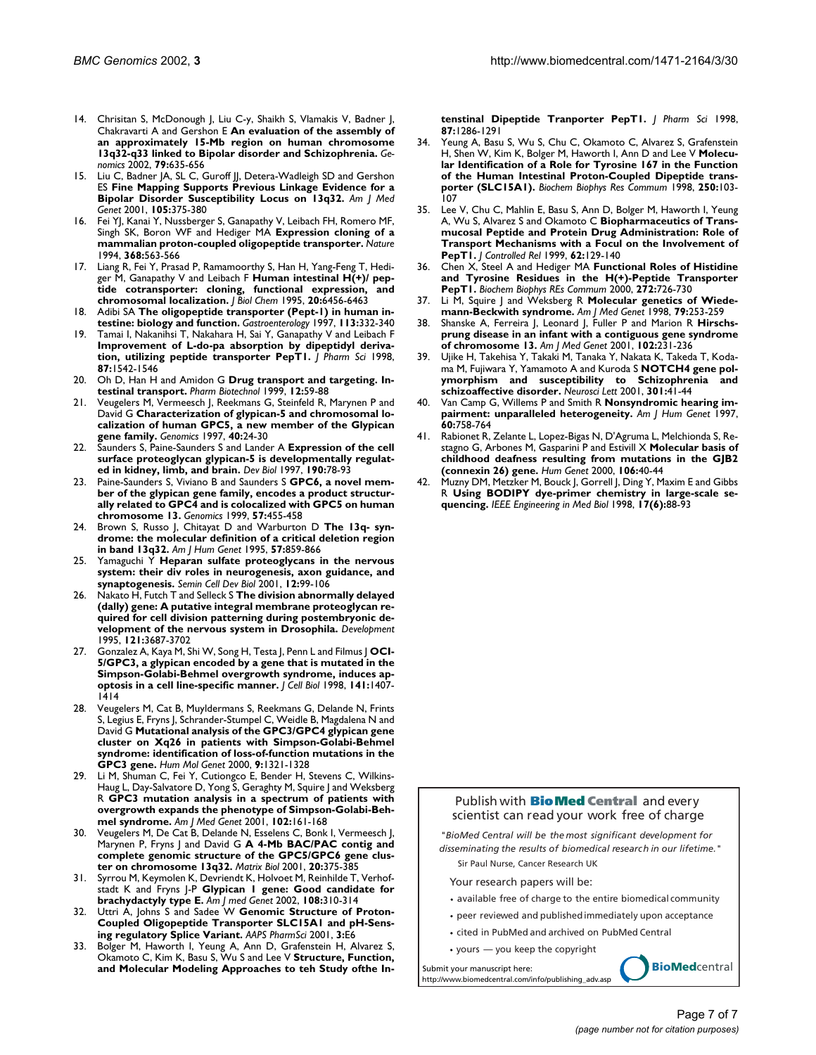14. Chrisitan S, McDonough J, Liu C-y, Shaikh S, Vlamakis V, Badner J, Chakravarti A and Gershon E **An evaluation of the assembly of an approximately 15-Mb region on human chromosome 13q32-q33 linked to Bipolar disorder and Schizophrenia.** *Genomics* 2002, **79:**635-656
15. Liu C, Badner JA, SL C, Guroff JJ, Detera-Wadleigh SD and Gershon ES **Fine Mapping Supports Previous Linkage Evidence for a Bipolar Disorder Susceptibility Locus on 13q32.** *Am J Med Genet* 2001, **105:**375-380
16. Fei YJ, Kanai Y, Nussberger S, Ganapathy V, Leibach FH, Romero MF, Singh SK, Boron WF and Hediger MA **Expression cloning of a mammalian proton-coupled oligopeptide transporter.** *Nature* 1994, **368:**563-566
17. Liang R, Fei Y, Prasad P, Ramamoorthy S, Han H, Yang-Feng T, Hediger M, Ganapathy V and Leibach F **Human intestinal H(+)/ peptide cotransporter: cloning, functional expression, and chromosomal localization.** *J Biol Chem* 1995, **20:**6456-6463
18. Adibi SA **The oligopeptide transporter (Pept-1) in human intestine: biology and function.** *Gastroenterology* 1997, **113:**332-340
19. Tamai I, Nakanihsi T, Nakahara H, Sai Y, Ganapathy V and Leibach F **Improvement of L-do-pa absorption by dipeptidyl derivation, utilizing peptide transporter PepT1.** *J Pharm Sci* 1998, **87:**1542-1546
20. Oh D, Han H and Amidon G **Drug transport and targeting. Intestinal transport.** *Pharm Biotechnol* 1999, **12:**59-88
21. Veugelers M, Vermeesch J, Reekmans G, Steinfeld R, Marynen P and David G **Characterization of glypican-5 and chromosomal localization of human GPC5, a new member of the Glypican gene family.** *Genomics* 1997, **40:**24-30
22. Saunders S, Paine-Saunders S and Lander A **Expression of the cell surface proteoglycan glypican-5 is developmentally regulated in kidney, limb, and brain.** *Dev Biol* 1997, **190:**78-93
23. Paine-Saunders S, Viviano B and Saunders S **GPC6, a novel member of the glypican gene family, encodes a product structurally related to GPC4 and is colocalized with GPC5 on human chromosome 13.** *Genomics* 1999, **57:**455-458
24. Brown S, Russo J, Chitayat D and Warburton D **The 13q- syndrome: the molecular definition of a critical deletion region in band 13q32.** *Am J Hum Genet* 1995, **57:**859-866
25. Yamaguchi Y **Heparan sulfate proteoglycans in the nervous system: their div roles in neurogenesis, axon guidance, and synaptogenesis.** *Semin Cell Dev Biol* 2001, **12:**99-106
26. Nakato H, Futch T and Selleck S **The division abnormally delayed (dally) gene: A putative integral membrane proteoglycan required for cell division patterning during postembryonic development of the nervous system in Drosophila.** *Development* 1995, **121:**3687-3702
27. Gonzalez A, Kaya M, Shi W, Song H, Testa J, Penn L and Filmus J **OCI-5/GPC3, a glypican encoded by a gene that is mutated in the Simpson-Golabi-Behmel overgrowth syndrome, induces apoptosis in a cell line-specific manner.** *J Cell Biol* 1998, **141:**1407-1414
28. Veugelers M, Cat B, Muyldermans S, Reekmans G, Delande N, Frints S, Legius E, Fryns J, Schrander-Stumpel C, Weidle B, Magdalena N and David G **Mutational analysis of the GPC3/GPC4 glypican gene cluster on Xq26 in patients with Simpson-Golabi-Behmel syndrome: identification of loss-of-function mutations in the GPC3 gene.** *Hum Mol Genet* 2000, **9:**1321-1328
29. Li M, Shuman C, Fei Y, Cutiongco E, Bender H, Stevens C, Wilkins-Haug L, Day-Salvatore D, Yong S, Geraghty M, Squire J and Weksberg R **GPC3 mutation analysis in a spectrum of patients with overgrowth expands the phenotype of Simpson-Golabi-Behmel syndrome.** *Am J Med Genet* 2001, **102:**161-168
30. Veugelers M, De Cat B, Delande N, Esselens C, Bonk I, Vermeesch J, Marynen P, Fryns J and David G **A 4-Mb BAC/PAC contig and complete genomic structure of the GPC5/GPC6 gene cluster on chromosome 13q32.** *Matrix Biol* 2001, **20:**375-385
31. Syrrou M, Keymolen K, Devriendt K, Holvoet M, Reinhilde T, Verhofstadt K and Fryns J-P **Glypican 1 gene: Good candidate for brachydactyly type E.** *Am J med Genet* 2002, **108:**310-314
32. Uttri A, Johns S and Sadee W **Genomic Structure of Proton-Coupled Oligopeptide Transporter SLC15A1 and pH-Sensing regulatory Splice Variant.** *AAPS PharmSci* 2001, **3:**E6
33. Bolger M, Haworth I, Yeung A, Ann D, Grafenstein H, Alvarez S, Okamoto C, Kim K, Basu S, Wu S and Lee V **Structure, Function, and Molecular Modeling Approaches to teh Study ofthe Intenstinal Dipeptide Tranporter PepT1.** *J Pharm Sci* 1998, **87:**1286-1291
34. Yeung A, Basu S, Wu S, Chu C, Okamoto C, Alvarez S, Grafenstein H, Shen W, Kim K, Bolger M, Haworth I, Ann D and Lee V **Molecular Identification of a Role for Tyrosine 167 in the Function of the Human Intestinal Proton-Coupled Dipeptide transporter (SLC15A1).** *Biochem Biophys Res Commum* 1998, **250:**103-107
35. Lee V, Chu C, Mahlin E, Basu S, Ann D, Bolger M, Haworth I, Yeung A, Wu S, Alvarez S and Okamoto C **Biopharmaceutics of Transmucosal Peptide and Protein Drug Administration: Role of Transport Mechanisms with a Focul on the Involvement of PepT1.** *J Controlled Rel* 1999, **62:**129-140
36. Chen X, Steel A and Hediger MA **Functional Roles of Histidine and Tyrosine Residues in the H(+)-Peptide Transporter PepT1.** *Biochem Biophys REs Commum* 2000, **272:**726-730
37. Li M, Squire J and Weksberg R **Molecular genetics of Wiedemann-Beckwith syndrome.** *Am J Med Genet* 1998, **79:**253-259
38. Shanske A, Ferreira J, Leonard J, Fuller P and Marion R **Hirschsprung disease in an infant with a contiguous gene syndrome of chromosome 13.** *Am J Med Genet* 2001, **102:**231-236
39. Ujike H, Takehisa Y, Takaki M, Tanaka Y, Nakata K, Takeda T, Kodama M, Fujiwara Y, Yamamoto A and Kuroda S **NOTCH4 gene polymorphism and susceptibility to Schizophrenia and schizoaffective disorder.** *Neurosci Lett* 2001, **301:**41-44
40. Van Camp G, Willems P and Smith R **Nonsyndromic hearing impairment: unparalleled heterogeneity.** *Am J Hum Genet* 1997, **60:**758-764
41. Rabionet R, Zelante L, Lopez-Bigas N, D'Agruma L, Melchionda S, Restagno G, Arbones M, Gasparini P and Estivill X **Molecular basis of childhood deafness resulting from mutations in the GJB2 (connexin 26) gene.** *Hum Genet* 2000, **106:**40-44
42. Muzny DM, Metzker M, Bouck J, Gorrell J, Ding Y, Maxim E and Gibbs R **Using BODIPY dye-primer chemistry in large-scale sequencing.** *IEEE Engineering in Med Biol* 1998, **17(6):**88-93

Publish with **BioMed Central** and every scientist can read your work free of charge

*"BioMed Central will be the most significant development for disseminating the results of biomedical research in our lifetime."*

Sir Paul Nurse, Cancer Research UK

Your research papers will be:

- available free of charge to the entire biomedical community
- peer reviewed and published immediately upon acceptance
- cited in PubMed and archived on PubMed Central
- yours — you keep the copyright

Submit your manuscript here:
http://www.biomedcentral.com/info/publishing_adv.asp

**BioMed**central